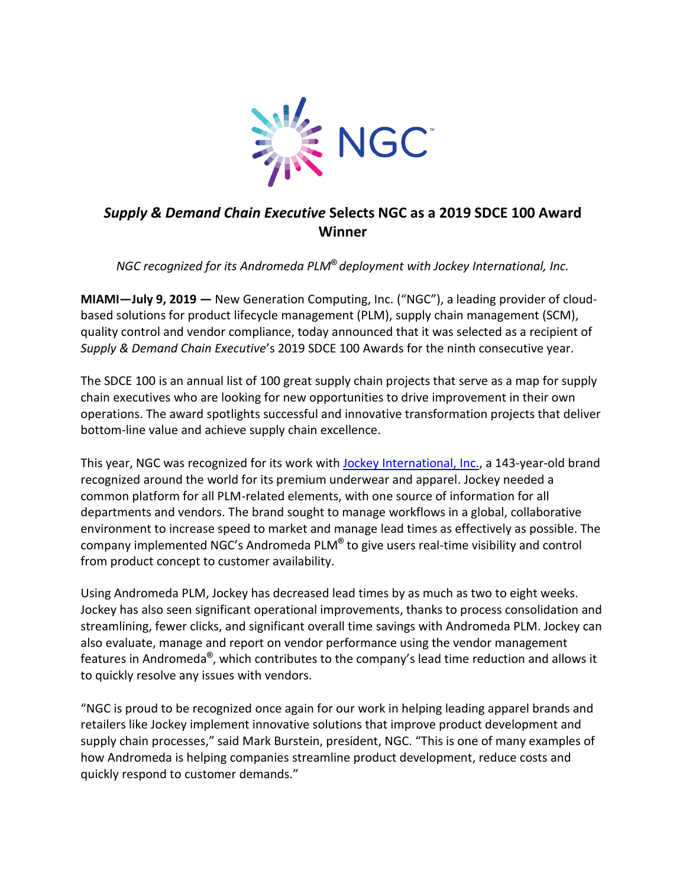# *Supply & Demand Chain Executive* Selects NGC as a 2019 SDCE 100 Award Winner

*NGC recognized for its Andromeda PLM® deployment with Jockey International, Inc.*

**MIAMI—July 9, 2019 —** New Generation Computing, Inc. ("NGC"), a leading provider of cloud-based solutions for product lifecycle management (PLM), supply chain management (SCM), quality control and vendor compliance, today announced that it was selected as a recipient of *Supply & Demand Chain Executive*'s 2019 SDCE 100 Awards for the ninth consecutive year.

The SDCE 100 is an annual list of 100 great supply chain projects that serve as a map for supply chain executives who are looking for new opportunities to drive improvement in their own operations. The award spotlights successful and innovative transformation projects that deliver bottom-line value and achieve supply chain excellence.

This year, NGC was recognized for its work with Jockey International, Inc., a 143-year-old brand recognized around the world for its premium underwear and apparel. Jockey needed a common platform for all PLM-related elements, with one source of information for all departments and vendors. The brand sought to manage workflows in a global, collaborative environment to increase speed to market and manage lead times as effectively as possible. The company implemented NGC's Andromeda PLM® to give users real-time visibility and control from product concept to customer availability.

Using Andromeda PLM, Jockey has decreased lead times by as much as two to eight weeks. Jockey has also seen significant operational improvements, thanks to process consolidation and streamlining, fewer clicks, and significant overall time savings with Andromeda PLM. Jockey can also evaluate, manage and report on vendor performance using the vendor management features in Andromeda®, which contributes to the company's lead time reduction and allows it to quickly resolve any issues with vendors.

"NGC is proud to be recognized once again for our work in helping leading apparel brands and retailers like Jockey implement innovative solutions that improve product development and supply chain processes," said Mark Burstein, president, NGC. "This is one of many examples of how Andromeda is helping companies streamline product development, reduce costs and quickly respond to customer demands."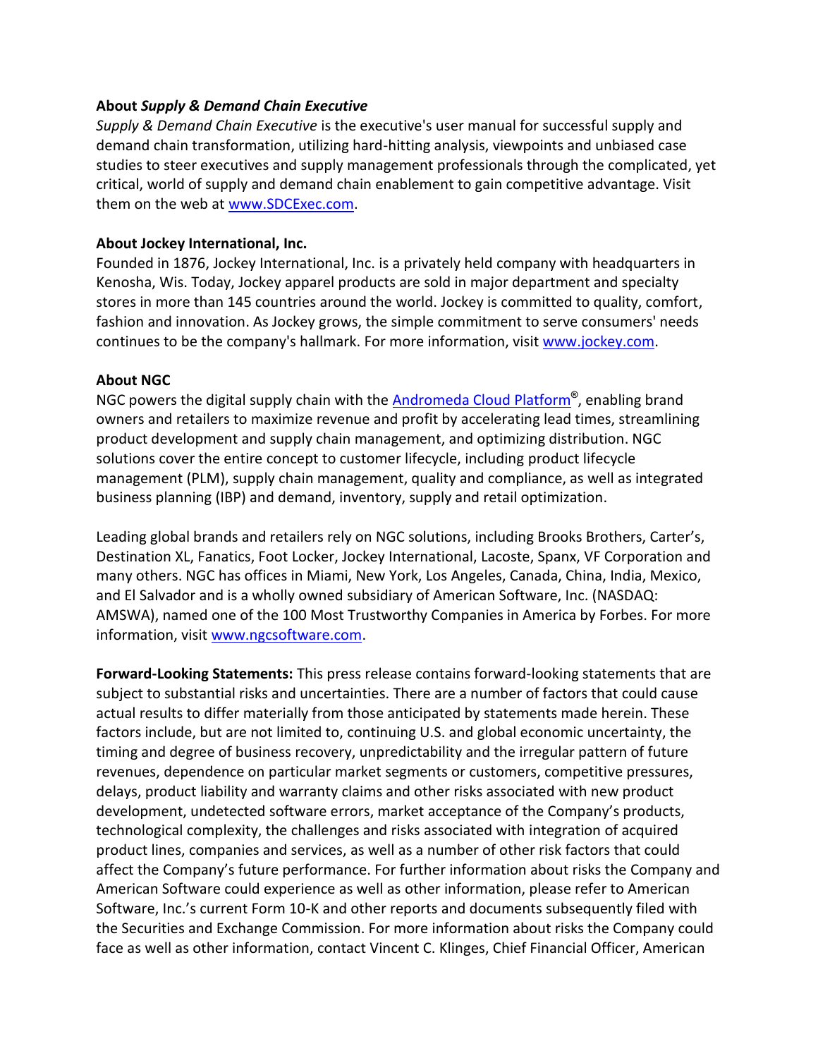**About *Supply & Demand Chain Executive***

*Supply & Demand Chain Executive* is the executive's user manual for successful supply and demand chain transformation, utilizing hard-hitting analysis, viewpoints and unbiased case studies to steer executives and supply management professionals through the complicated, yet critical, world of supply and demand chain enablement to gain competitive advantage. Visit them on the web at [www.SDCExec.com](www.SDCExec.com).

**About Jockey International, Inc.**

Founded in 1876, Jockey International, Inc. is a privately held company with headquarters in Kenosha, Wis. Today, Jockey apparel products are sold in major department and specialty stores in more than 145 countries around the world. Jockey is committed to quality, comfort, fashion and innovation. As Jockey grows, the simple commitment to serve consumers' needs continues to be the company's hallmark. For more information, visit [www.jockey.com](www.jockey.com).

**About NGC**

NGC powers the digital supply chain with the Andromeda Cloud Platform®, enabling brand owners and retailers to maximize revenue and profit by accelerating lead times, streamlining product development and supply chain management, and optimizing distribution. NGC solutions cover the entire concept to customer lifecycle, including product lifecycle management (PLM), supply chain management, quality and compliance, as well as integrated business planning (IBP) and demand, inventory, supply and retail optimization.

Leading global brands and retailers rely on NGC solutions, including Brooks Brothers, Carter's, Destination XL, Fanatics, Foot Locker, Jockey International, Lacoste, Spanx, VF Corporation and many others. NGC has offices in Miami, New York, Los Angeles, Canada, China, India, Mexico, and El Salvador and is a wholly owned subsidiary of American Software, Inc. (NASDAQ: AMSWA), named one of the 100 Most Trustworthy Companies in America by Forbes. For more information, visit [www.ngcsoftware.com](www.ngcsoftware.com).

**Forward-Looking Statements:** This press release contains forward-looking statements that are subject to substantial risks and uncertainties. There are a number of factors that could cause actual results to differ materially from those anticipated by statements made herein. These factors include, but are not limited to, continuing U.S. and global economic uncertainty, the timing and degree of business recovery, unpredictability and the irregular pattern of future revenues, dependence on particular market segments or customers, competitive pressures, delays, product liability and warranty claims and other risks associated with new product development, undetected software errors, market acceptance of the Company's products, technological complexity, the challenges and risks associated with integration of acquired product lines, companies and services, as well as a number of other risk factors that could affect the Company's future performance. For further information about risks the Company and American Software could experience as well as other information, please refer to American Software, Inc.'s current Form 10-K and other reports and documents subsequently filed with the Securities and Exchange Commission. For more information about risks the Company could face as well as other information, contact Vincent C. Klinges, Chief Financial Officer, American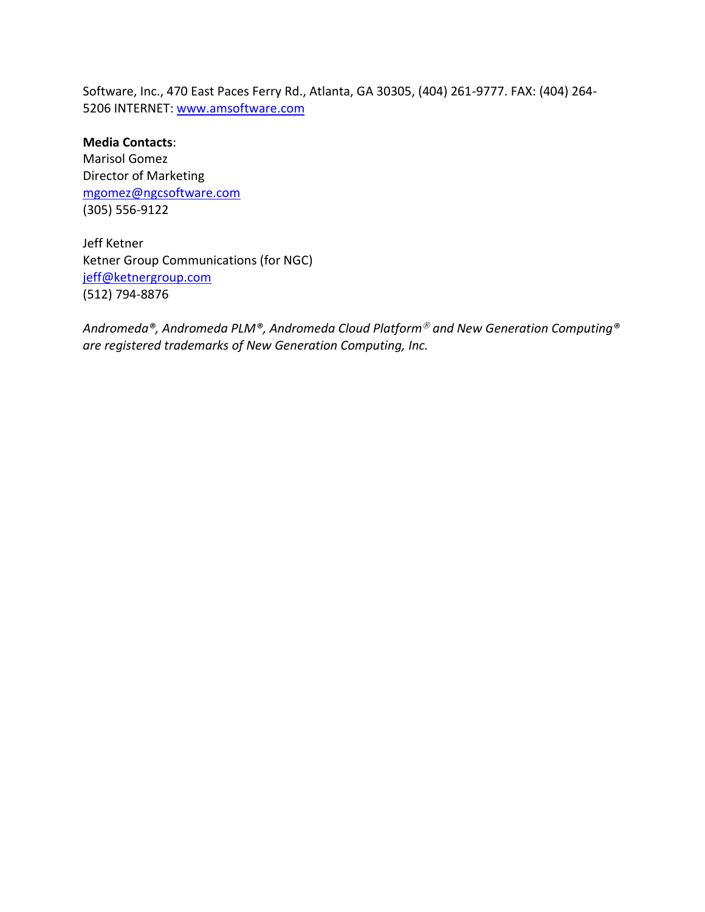Software, Inc., 470 East Paces Ferry Rd., Atlanta, GA 30305, (404) 261-9777. FAX: (404) 264-5206 INTERNET: [www.amsoftware.com](http://www.amsoftware.com)

**Media Contacts**:
Marisol Gomez
Director of Marketing
[mgomez@ngcsoftware.com](mailto:mgomez@ngcsoftware.com)
(305) 556-9122

Jeff Ketner
Ketner Group Communications (for NGC)
[jeff@ketnergroup.com](mailto:jeff@ketnergroup.com)
(512) 794-8876

*Andromeda®, Andromeda PLM®, Andromeda Cloud Platform® and New Generation Computing® are registered trademarks of New Generation Computing, Inc.*